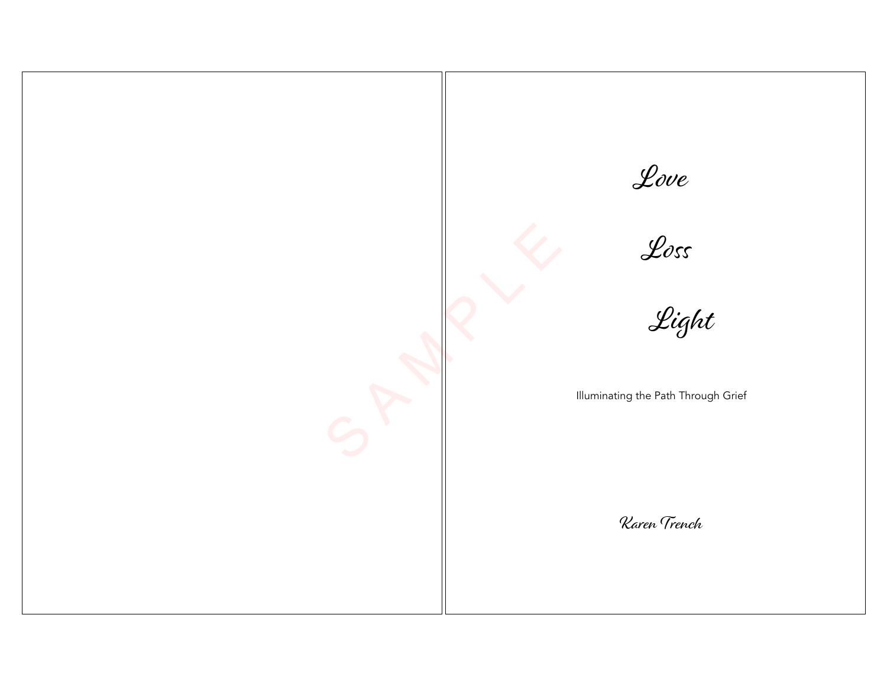# Love

# Loss

# Light

Illuminating the Path Through Grief

*Karen Trench*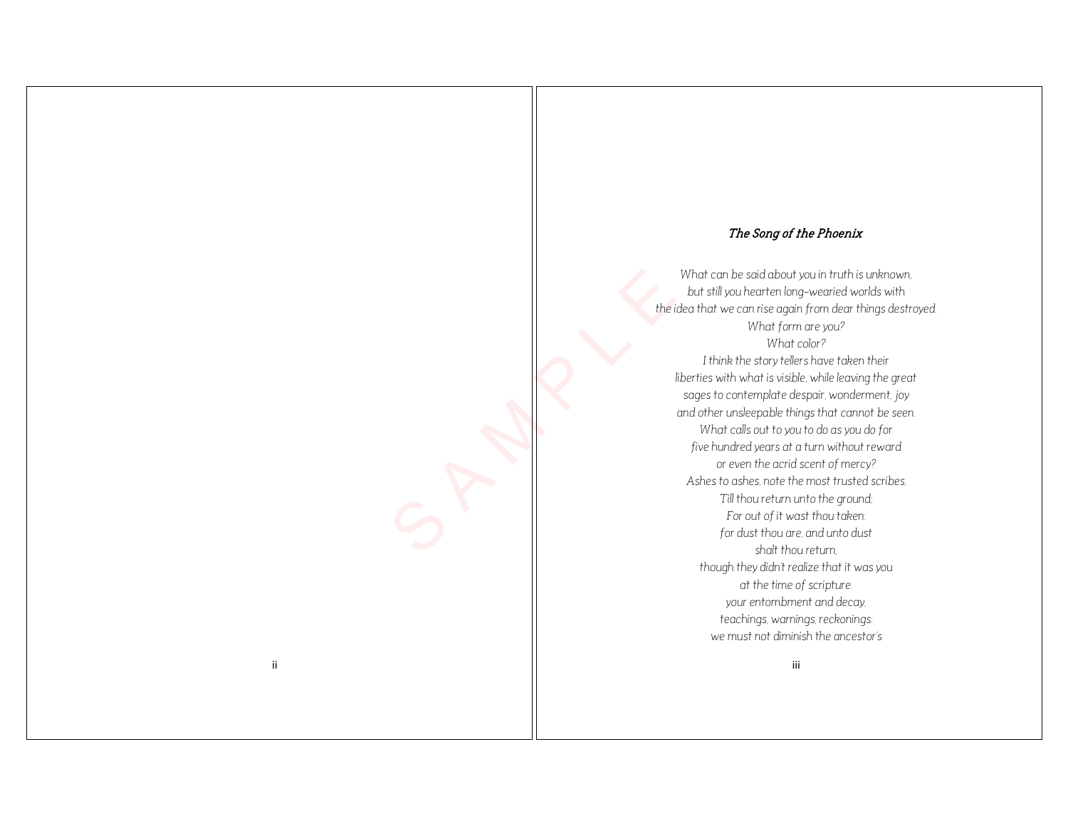### *The Song of the Phoenix*

*What can be said about you in truth is unknown,*
*but still you hearten long-wearied worlds with*
*the idea that we can rise again from dear things destroyed.*
*What form are you?*
*What color?*
*I think the story tellers have taken their*
*liberties with what is visible, while leaving the great*
*sages to contemplate despair, wonderment, joy*
*and other unsleepable things that cannot be seen.*
*What calls out to you to do as you do for*
*five hundred years at a turn without reward*
*or even the acrid scent of mercy?*
*Ashes to ashes, note the most trusted scribes,*
*Till thou return unto the ground;*
*For out of it wast thou taken:*
*for dust thou are, and unto dust*
*shalt thou return,*
*though they didn't realize that it was you*
*at the time of scripture.*
*your entombment and decay,*
*teachings, warnings, reckonings:*
*we must not diminish the ancestor's*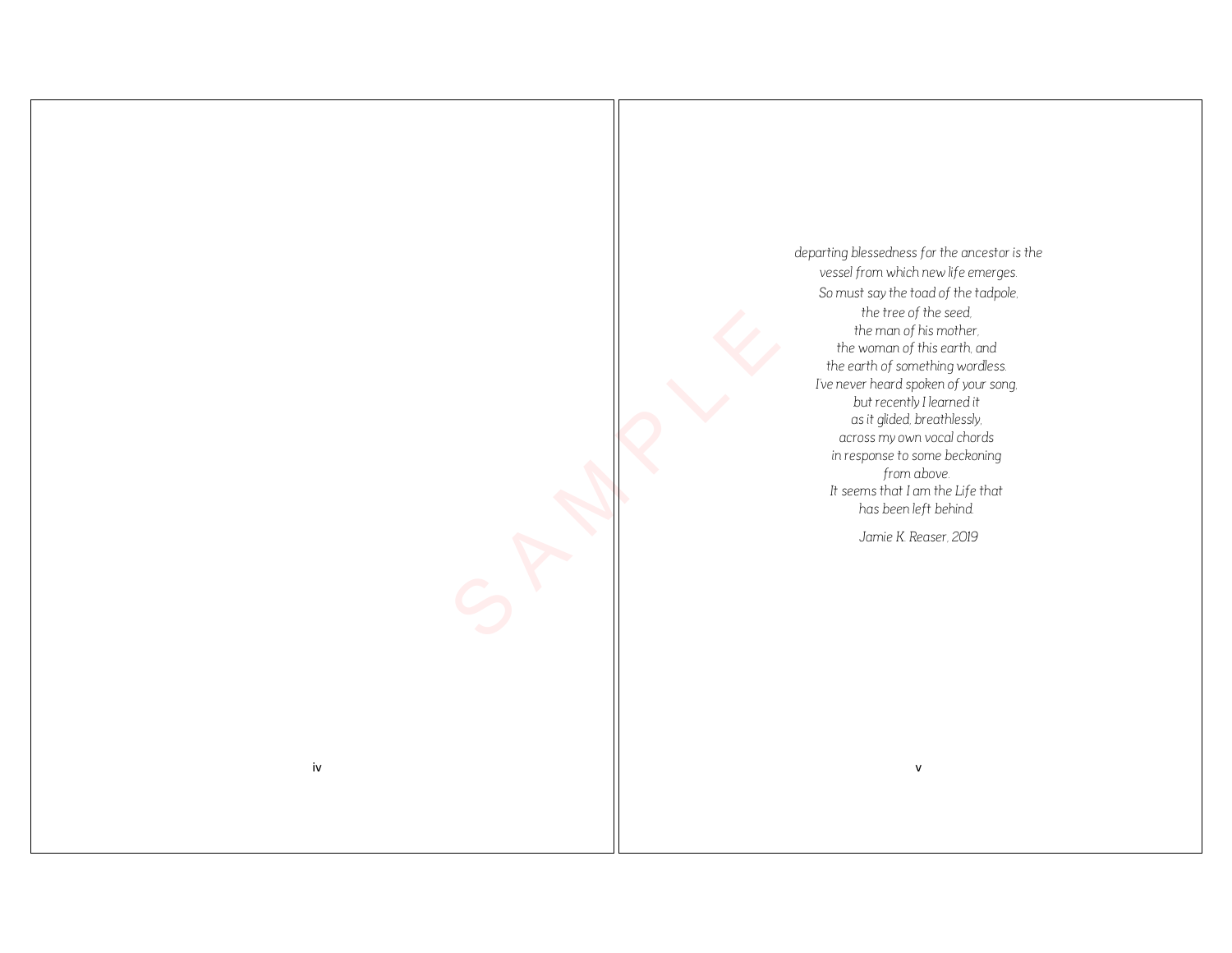*departing blessedness for the ancestor is the*
*vessel from which new life emerges.*
*So must say the toad of the tadpole,*
*the tree of the seed,*
*the man of his mother,*
*the woman of this earth, and*
*the earth of something wordless.*
*I've never heard spoken of your song,*
*but recently I learned it*
*as it glided, breathlessly,*
*across my own vocal chords*
*in response to some beckoning*
*from above.*
*It seems that I am the Life that*
*has been left behind.*

*Jamie K. Reaser, 2019*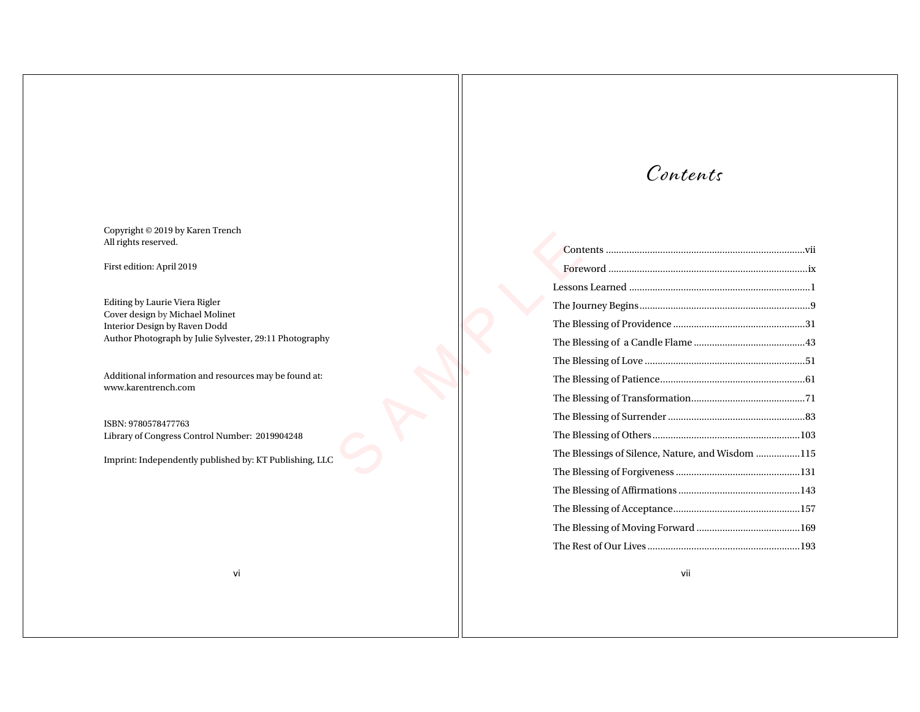Copyright © 2019 by Karen Trench
All rights reserved.

First edition: April 2019

Editing by Laurie Viera Rigler
Cover design by Michael Molinet
Interior Design by Raven Dodd
Author Photograph by Julie Sylvester, 29:11 Photography

Additional information and resources may be found at:
www.karentrench.com

ISBN: 9780578477763
Library of Congress Control Number: 2019904248

Imprint: Independently published by: KT Publishing, LLC

# *Contents*

Contents ............................................................................vii
Foreword ............................................................................ix
Lessons Learned ......................................................................1
The Journey Begins...................................................................9
The Blessing of Providence ...................................................31
The Blessing of a Candle Flame ...........................................43
The Blessing of Love .............................................................51
The Blessing of Patience........................................................61
The Blessing of Transformation............................................71
The Blessing of Surrender .....................................................83
The Blessing of Others.........................................................103
The Blessings of Silence, Nature, and Wisdom .................115
The Blessing of Forgiveness ................................................131
The Blessing of Affirmations ...............................................143
The Blessing of Acceptance.................................................157
The Blessing of Moving Forward ........................................169
The Rest of Our Lives ...........................................................193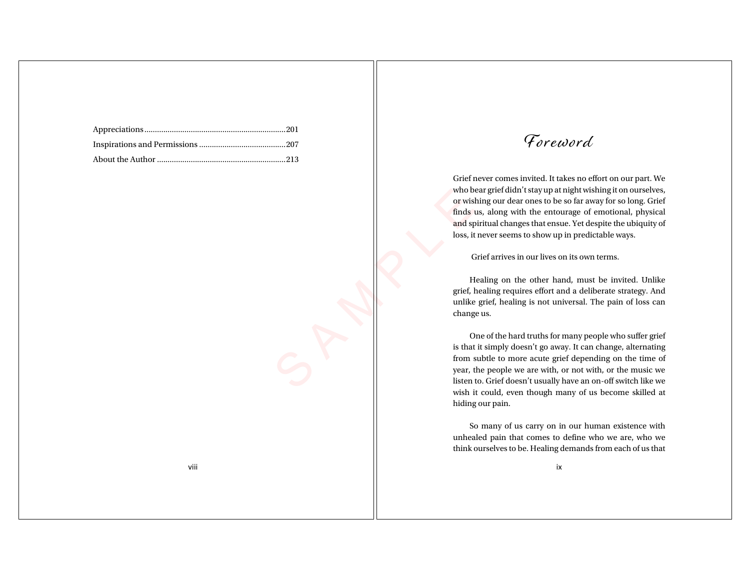Appreciations ..................................................................201
Inspirations and Permissions .........................................207
About the Author .............................................................213

# Foreword

Grief never comes invited. It takes no effort on our part. We who bear grief didn't stay up at night wishing it on ourselves, or wishing our dear ones to be so far away for so long. Grief finds us, along with the entourage of emotional, physical and spiritual changes that ensue. Yet despite the ubiquity of loss, it never seems to show up in predictable ways.

Grief arrives in our lives on its own terms.

Healing on the other hand, must be invited. Unlike grief, healing requires effort and a deliberate strategy. And unlike grief, healing is not universal. The pain of loss can change us.

One of the hard truths for many people who suffer grief is that it simply doesn't go away. It can change, alternating from subtle to more acute grief depending on the time of year, the people we are with, or not with, or the music we listen to. Grief doesn't usually have an on-off switch like we wish it could, even though many of us become skilled at hiding our pain.

So many of us carry on in our human existence with unhealed pain that comes to define who we are, who we think ourselves to be. Healing demands from each of us that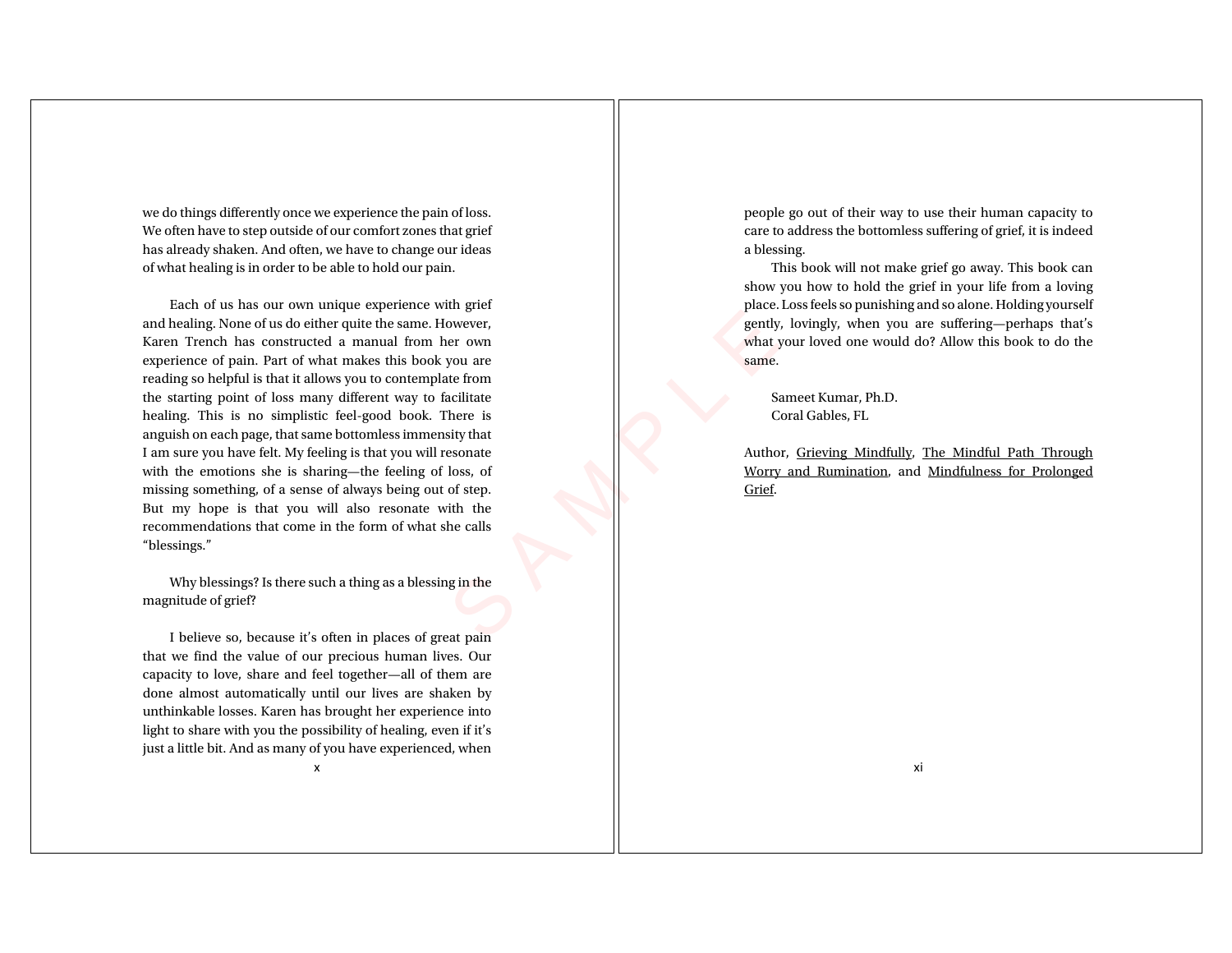we do things differently once we experience the pain of loss. We often have to step outside of our comfort zones that grief has already shaken. And often, we have to change our ideas of what healing is in order to be able to hold our pain.

Each of us has our own unique experience with grief and healing. None of us do either quite the same. However, Karen Trench has constructed a manual from her own experience of pain. Part of what makes this book you are reading so helpful is that it allows you to contemplate from the starting point of loss many different way to facilitate healing. This is no simplistic feel-good book. There is anguish on each page, that same bottomless immensity that I am sure you have felt. My feeling is that you will resonate with the emotions she is sharing—the feeling of loss, of missing something, of a sense of always being out of step. But my hope is that you will also resonate with the recommendations that come in the form of what she calls "blessings."

Why blessings? Is there such a thing as a blessing in the magnitude of grief?

I believe so, because it's often in places of great pain that we find the value of our precious human lives. Our capacity to love, share and feel together—all of them are done almost automatically until our lives are shaken by unthinkable losses. Karen has brought her experience into light to share with you the possibility of healing, even if it's just a little bit. And as many of you have experienced, when people go out of their way to use their human capacity to care to address the bottomless suffering of grief, it is indeed a blessing.

This book will not make grief go away. This book can show you how to hold the grief in your life from a loving place. Loss feels so punishing and so alone. Holding yourself gently, lovingly, when you are suffering—perhaps that's what your loved one would do? Allow this book to do the same.

Sameet Kumar, Ph.D.
Coral Gables, FL

Author, Grieving Mindfully, The Mindful Path Through Worry and Rumination, and Mindfulness for Prolonged Grief.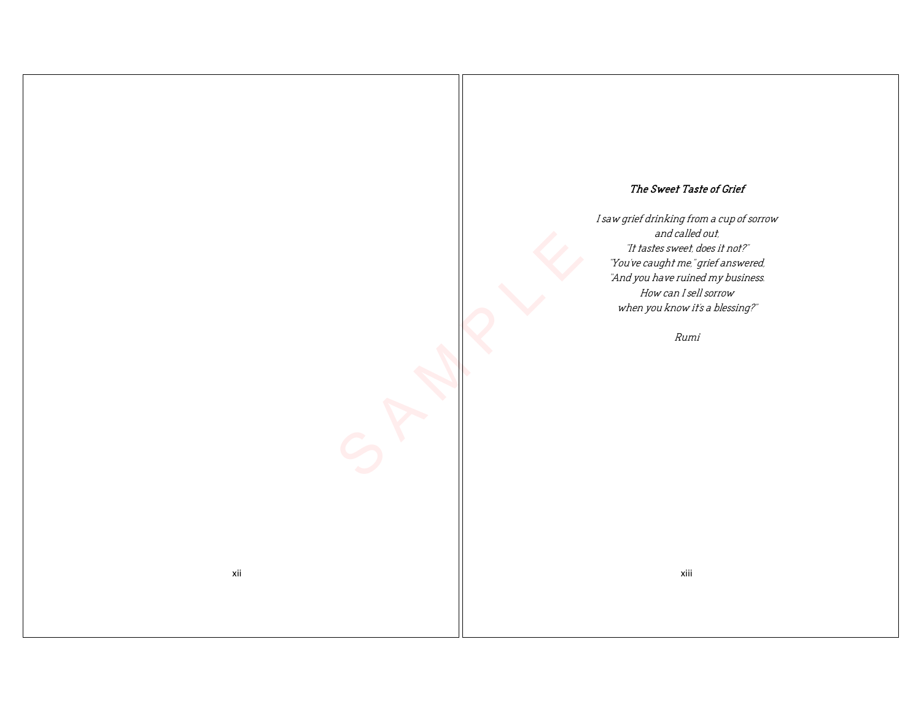***The Sweet Taste of Grief***

*I saw grief drinking from a cup of sorrow*
*and called out,*
*"It tastes sweet, does it not?"*
*"You've caught me," grief answered,*
*"And you have ruined my business.*
*How can I sell sorrow*
*when you know it's a blessing?"*

*Rumi*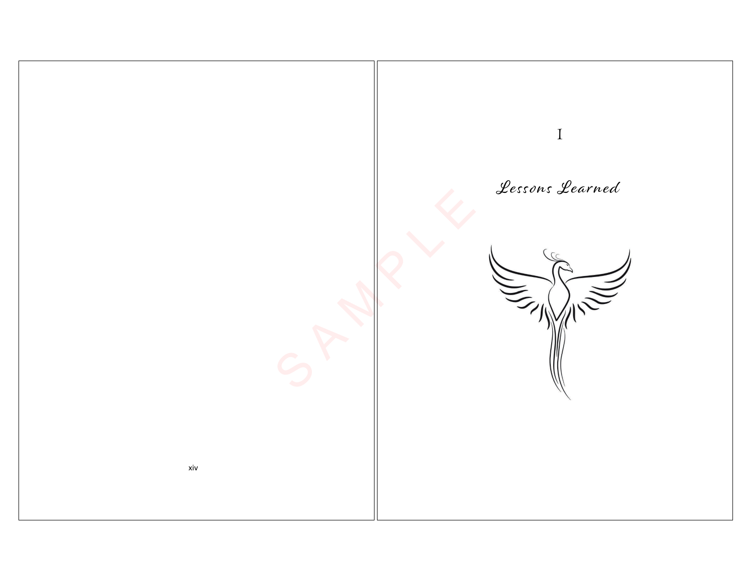# I

## *Lessons Learned*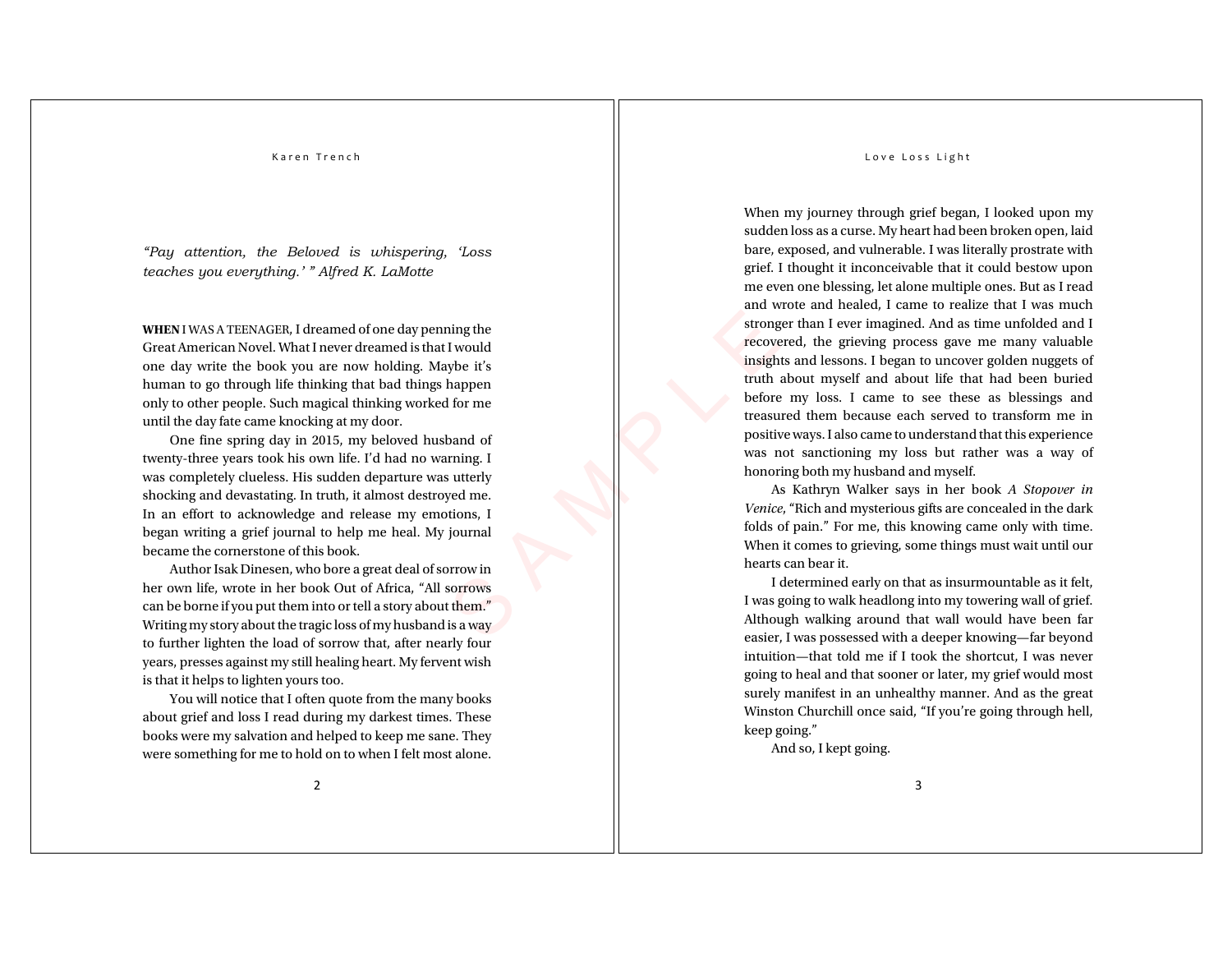*"Pay attention, the Beloved is whispering, 'Loss teaches you everything.' " Alfred K. LaMotte*

**WHEN** I WAS A TEENAGER, I dreamed of one day penning the Great American Novel. What I never dreamed is that I would one day write the book you are now holding. Maybe it's human to go through life thinking that bad things happen only to other people. Such magical thinking worked for me until the day fate came knocking at my door.

One fine spring day in 2015, my beloved husband of twenty-three years took his own life. I'd had no warning. I was completely clueless. His sudden departure was utterly shocking and devastating. In truth, it almost destroyed me. In an effort to acknowledge and release my emotions, I began writing a grief journal to help me heal. My journal became the cornerstone of this book.

Author Isak Dinesen, who bore a great deal of sorrow in her own life, wrote in her book Out of Africa, "All sorrows can be borne if you put them into or tell a story about them." Writing my story about the tragic loss of my husband is a way to further lighten the load of sorrow that, after nearly four years, presses against my still healing heart. My fervent wish is that it helps to lighten yours too.

You will notice that I often quote from the many books about grief and loss I read during my darkest times. These books were my salvation and helped to keep me sane. They were something for me to hold on to when I felt most alone.

When my journey through grief began, I looked upon my sudden loss as a curse. My heart had been broken open, laid bare, exposed, and vulnerable. I was literally prostrate with grief. I thought it inconceivable that it could bestow upon me even one blessing, let alone multiple ones. But as I read and wrote and healed, I came to realize that I was much stronger than I ever imagined. And as time unfolded and I recovered, the grieving process gave me many valuable insights and lessons. I began to uncover golden nuggets of truth about myself and about life that had been buried before my loss. I came to see these as blessings and treasured them because each served to transform me in positive ways. I also came to understand that this experience was not sanctioning my loss but rather was a way of honoring both my husband and myself.

As Kathryn Walker says in her book *A Stopover in Venice*, "Rich and mysterious gifts are concealed in the dark folds of pain." For me, this knowing came only with time. When it comes to grieving, some things must wait until our hearts can bear it.

I determined early on that as insurmountable as it felt, I was going to walk headlong into my towering wall of grief. Although walking around that wall would have been far easier, I was possessed with a deeper knowing—far beyond intuition—that told me if I took the shortcut, I was never going to heal and that sooner or later, my grief would most surely manifest in an unhealthy manner. And as the great Winston Churchill once said, "If you're going through hell, keep going."

And so, I kept going.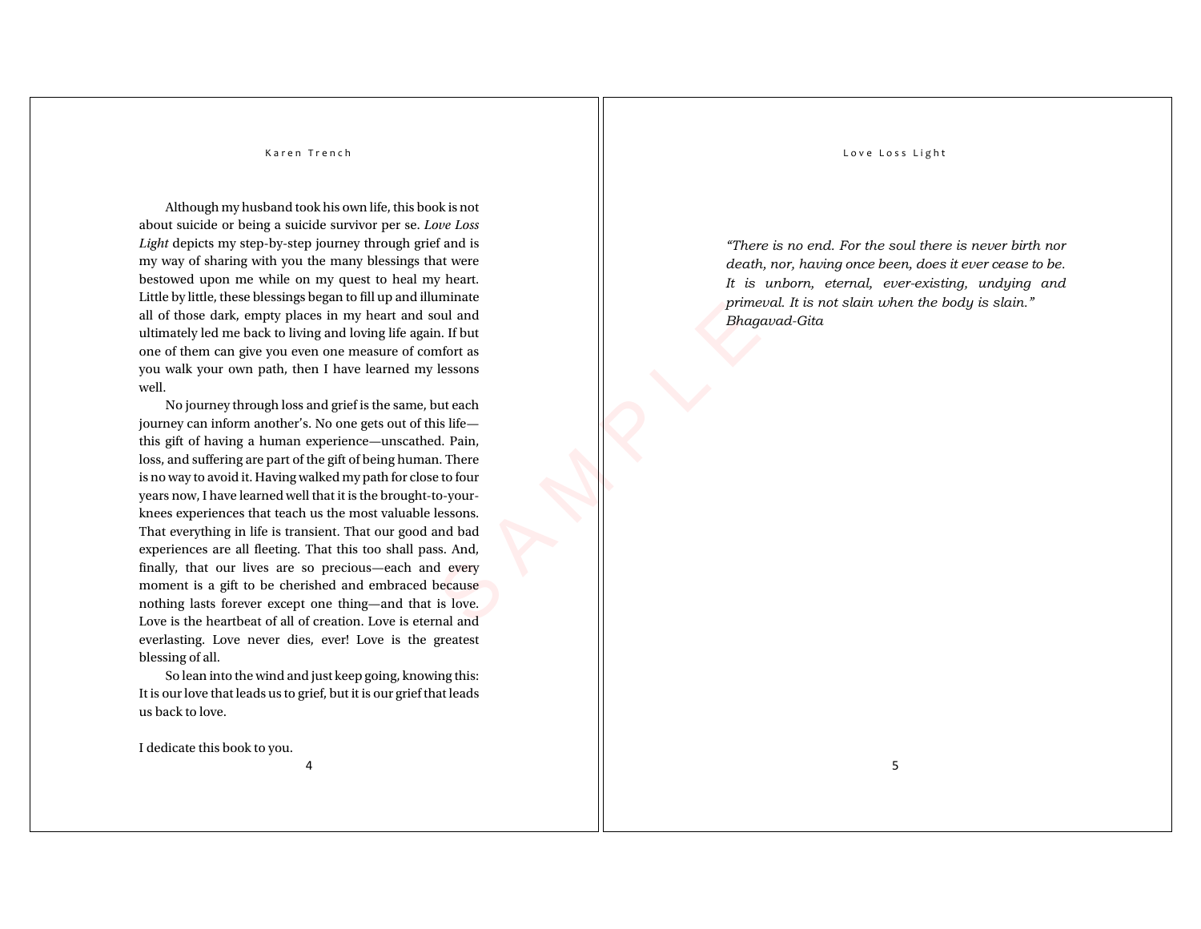Although my husband took his own life, this book is not about suicide or being a suicide survivor per se. *Love Loss Light* depicts my step-by-step journey through grief and is my way of sharing with you the many blessings that were bestowed upon me while on my quest to heal my heart. Little by little, these blessings began to fill up and illuminate all of those dark, empty places in my heart and soul and ultimately led me back to living and loving life again. If but one of them can give you even one measure of comfort as you walk your own path, then I have learned my lessons well.

No journey through loss and grief is the same, but each journey can inform another's. No one gets out of this life—this gift of having a human experience—unscathed. Pain, loss, and suffering are part of the gift of being human. There is no way to avoid it. Having walked my path for close to four years now, I have learned well that it is the brought-to-your-knees experiences that teach us the most valuable lessons. That everything in life is transient. That our good and bad experiences are all fleeting. That this too shall pass. And, finally, that our lives are so precious—each and every moment is a gift to be cherished and embraced because nothing lasts forever except one thing—and that is love. Love is the heartbeat of all of creation. Love is eternal and everlasting. Love never dies, ever! Love is the greatest blessing of all.

So lean into the wind and just keep going, knowing this: It is our love that leads us to grief, but it is our grief that leads us back to love.

I dedicate this book to you.

*"There is no end. For the soul there is never birth nor death, nor, having once been, does it ever cease to be. It is unborn, eternal, ever-existing, undying and primeval. It is not slain when the body is slain."*
*Bhagavad-Gita*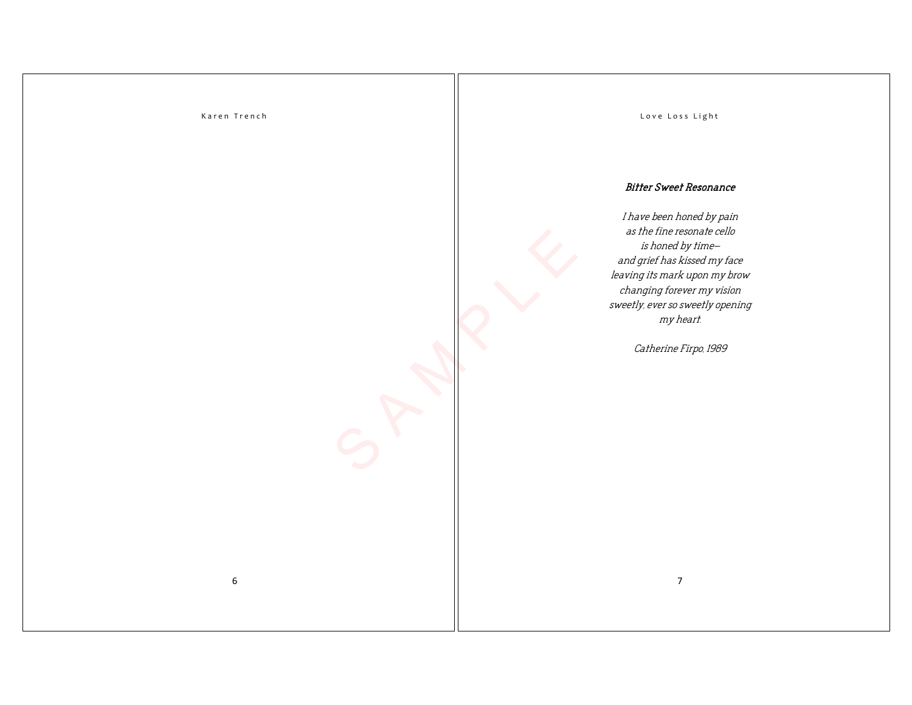### *Bitter Sweet Resonance*

*I have been honed by pain*
*as the fine resonate cello*
*is honed by time–*
*and grief has kissed my face*
*leaving its mark upon my brow*
*changing forever my vision*
*sweetly, ever so sweetly opening*
*my heart.*

*Catherine Firpo, 1989*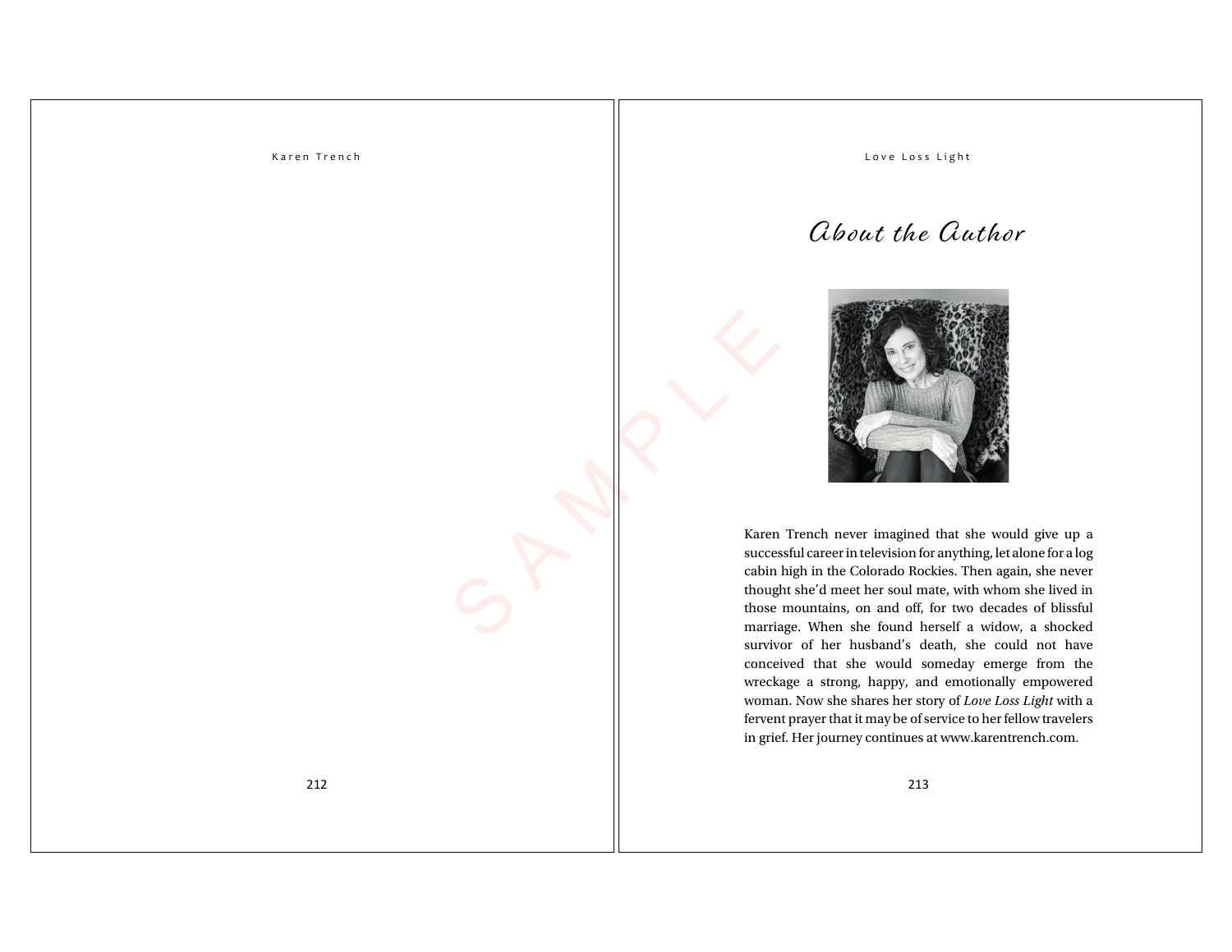# About the Author

Karen Trench never imagined that she would give up a successful career in television for anything, let alone for a log cabin high in the Colorado Rockies. Then again, she never thought she'd meet her soul mate, with whom she lived in those mountains, on and off, for two decades of blissful marriage. When she found herself a widow, a shocked survivor of her husband's death, she could not have conceived that she would someday emerge from the wreckage a strong, happy, and emotionally empowered woman. Now she shares her story of *Love Loss Light* with a fervent prayer that it may be of service to her fellow travelers in grief. Her journey continues at www.karentrench.com.